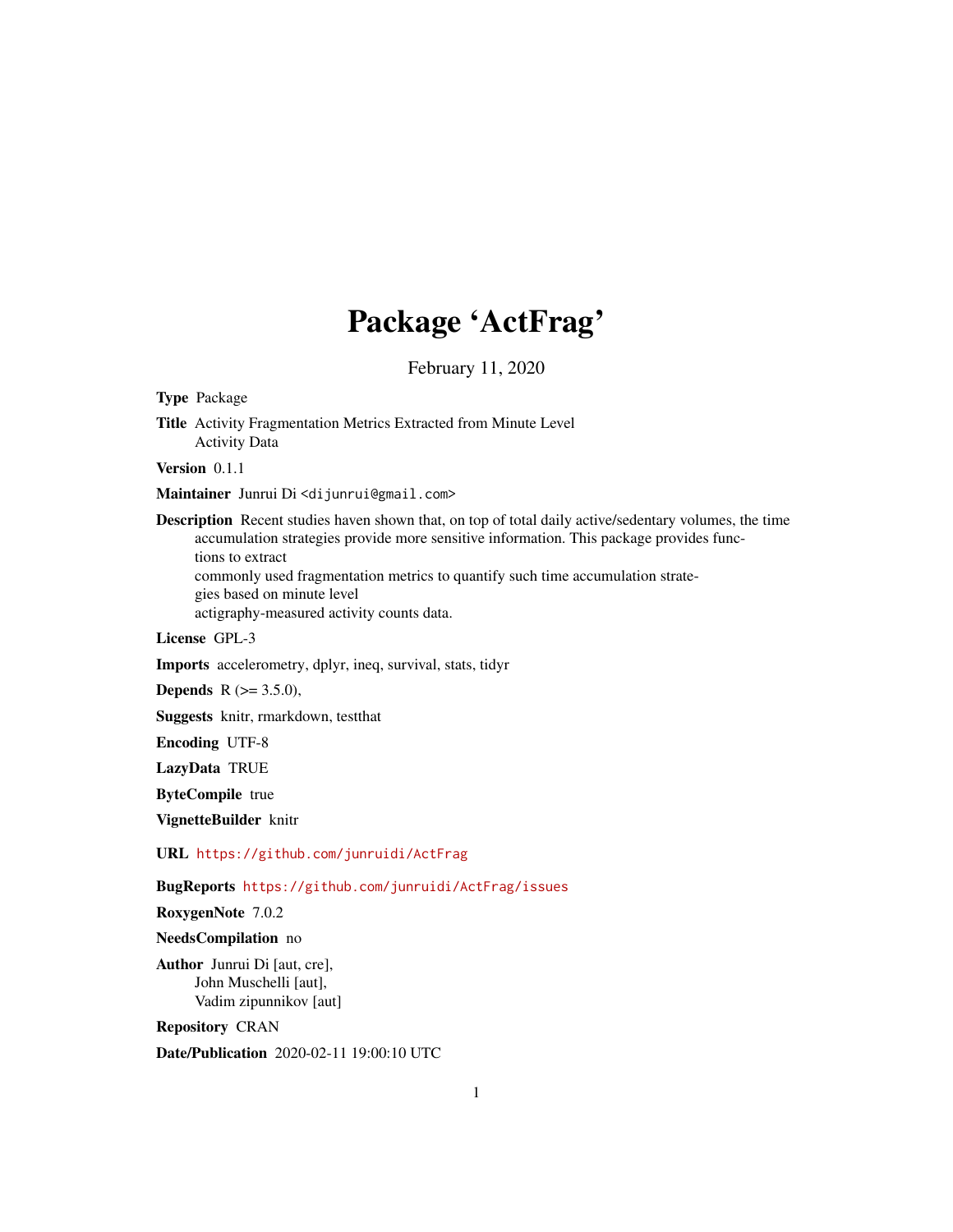# Package 'ActFrag'

February 11, 2020

**Type** Package

**Title** Activity Fragmentation Metrics Extracted from Minute Level Activity Data

**Version** 0.1.1

**Maintainer** Junrui Di <dijunrui@gmail.com>

**Description** Recent studies haven shown that, on top of total daily active/sedentary volumes, the time accumulation strategies provide more sensitive information. This package provides functions to extract commonly used fragmentation metrics to quantify such time accumulation strategies based on minute level actigraphy-measured activity counts data.

**License** GPL-3

**Imports** accelerometry, dplyr, ineq, survival, stats, tidyr

**Depends** R (>= 3.5.0),

**Suggests** knitr, rmarkdown, testthat

**Encoding** UTF-8

**LazyData** TRUE

**ByteCompile** true

**VignetteBuilder** knitr

**URL** https://github.com/junruidi/ActFrag

**BugReports** https://github.com/junruidi/ActFrag/issues

**RoxygenNote** 7.0.2

**NeedsCompilation** no

**Author** Junrui Di [aut, cre],
John Muschelli [aut],
Vadim zipunnikov [aut]

**Repository** CRAN

**Date/Publication** 2020-02-11 19:00:10 UTC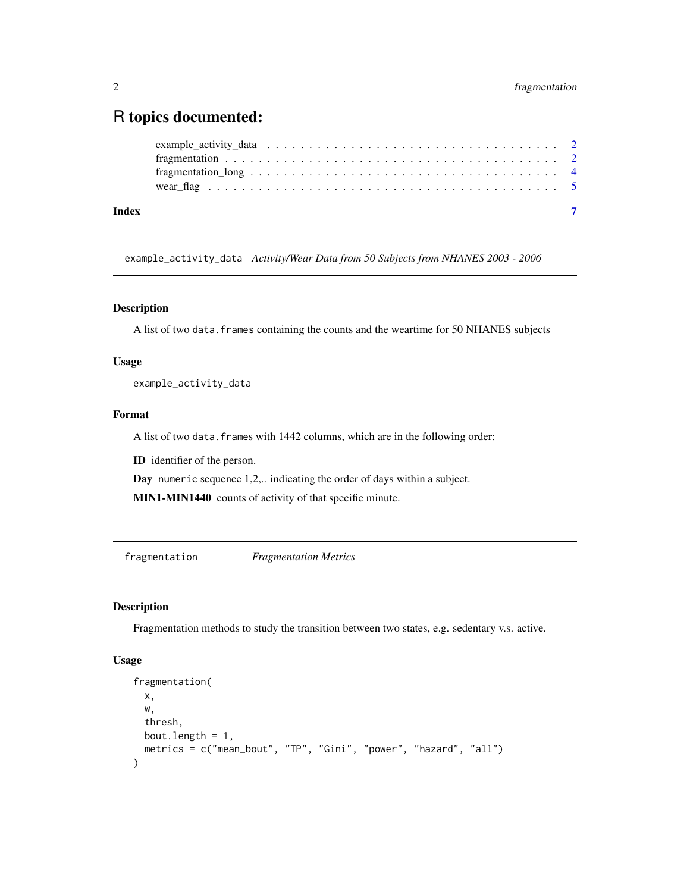# R topics documented:

- example_activity_data . . . . . . . . . . . . . . . . . . . . . . . . . . . . . . . . . . 2
- fragmentation . . . . . . . . . . . . . . . . . . . . . . . . . . . . . . . . . . . . . . 2
- fragmentation_long . . . . . . . . . . . . . . . . . . . . . . . . . . . . . . . . . . . 4
- wear_flag . . . . . . . . . . . . . . . . . . . . . . . . . . . . . . . . . . . . . . . . 5

**Index** **7**

---

`example_activity_data` *Activity/Wear Data from 50 Subjects from NHANES 2003 - 2006*

---

### Description

A list of two `data.frames` containing the counts and the weartime for 50 NHANES subjects

### Usage

```
example_activity_data
```

### Format

A list of two `data.frames` with 1442 columns, which are in the following order:

**ID** identifier of the person.

**Day** `numeric` sequence 1,2,.. indicating the order of days within a subject.

**MIN1-MIN1440** counts of activity of that specific minute.

---

`fragmentation` *Fragmentation Metrics*

---

### Description

Fragmentation methods to study the transition between two states, e.g. sedentary v.s. active.

### Usage

```
fragmentation(
  x,
  w,
  thresh,
  bout.length = 1,
  metrics = c("mean_bout", "TP", "Gini", "power", "hazard", "all")
)
```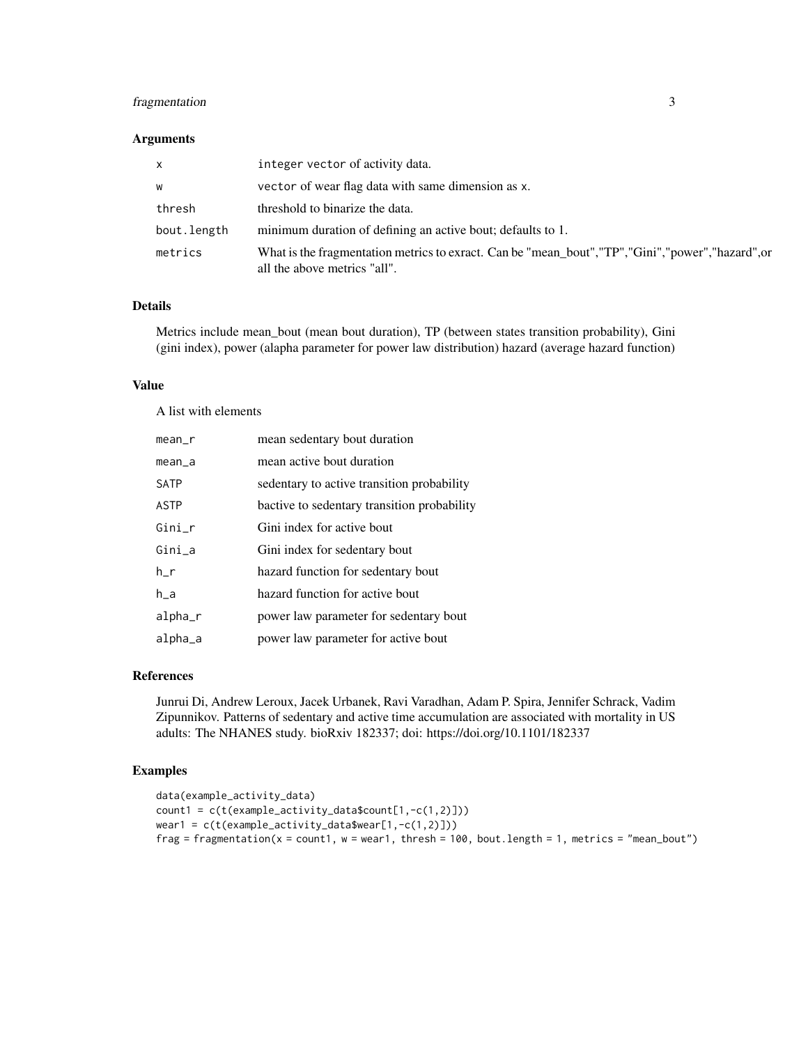### Arguments

| | |
|---|---|
| `x` | `integer vector` of activity data. |
| `w` | `vector` of wear flag data with same dimension as `x`. |
| `thresh` | threshold to binarize the data. |
| `bout.length` | minimum duration of defining an active bout; defaults to 1. |
| `metrics` | What is the fragmentation metrics to exract. Can be "mean_bout","TP","Gini","power","hazard",or all the above metrics "all". |

### Details

Metrics include mean_bout (mean bout duration), TP (between states transition probability), Gini (gini index), power (alapha parameter for power law distribution) hazard (average hazard function)

### Value

A list with elements

| | |
|---|---|
| `mean_r` | mean sedentary bout duration |
| `mean_a` | mean active bout duration |
| `SATP` | sedentary to active transition probability |
| `ASTP` | bactive to sedentary transition probability |
| `Gini_r` | Gini index for active bout |
| `Gini_a` | Gini index for sedentary bout |
| `h_r` | hazard function for sedentary bout |
| `h_a` | hazard function for active bout |
| `alpha_r` | power law parameter for sedentary bout |
| `alpha_a` | power law parameter for active bout |

### References

Junrui Di, Andrew Leroux, Jacek Urbanek, Ravi Varadhan, Adam P. Spira, Jennifer Schrack, Vadim Zipunnikov. Patterns of sedentary and active time accumulation are associated with mortality in US adults: The NHANES study. bioRxiv 182337; doi: https://doi.org/10.1101/182337

### Examples

```
data(example_activity_data)
count1 = c(t(example_activity_data$count[1,-c(1,2)]))
wear1 = c(t(example_activity_data$wear[1,-c(1,2)]))
frag = fragmentation(x = count1, w = wear1, thresh = 100, bout.length = 1, metrics = "mean_bout")
```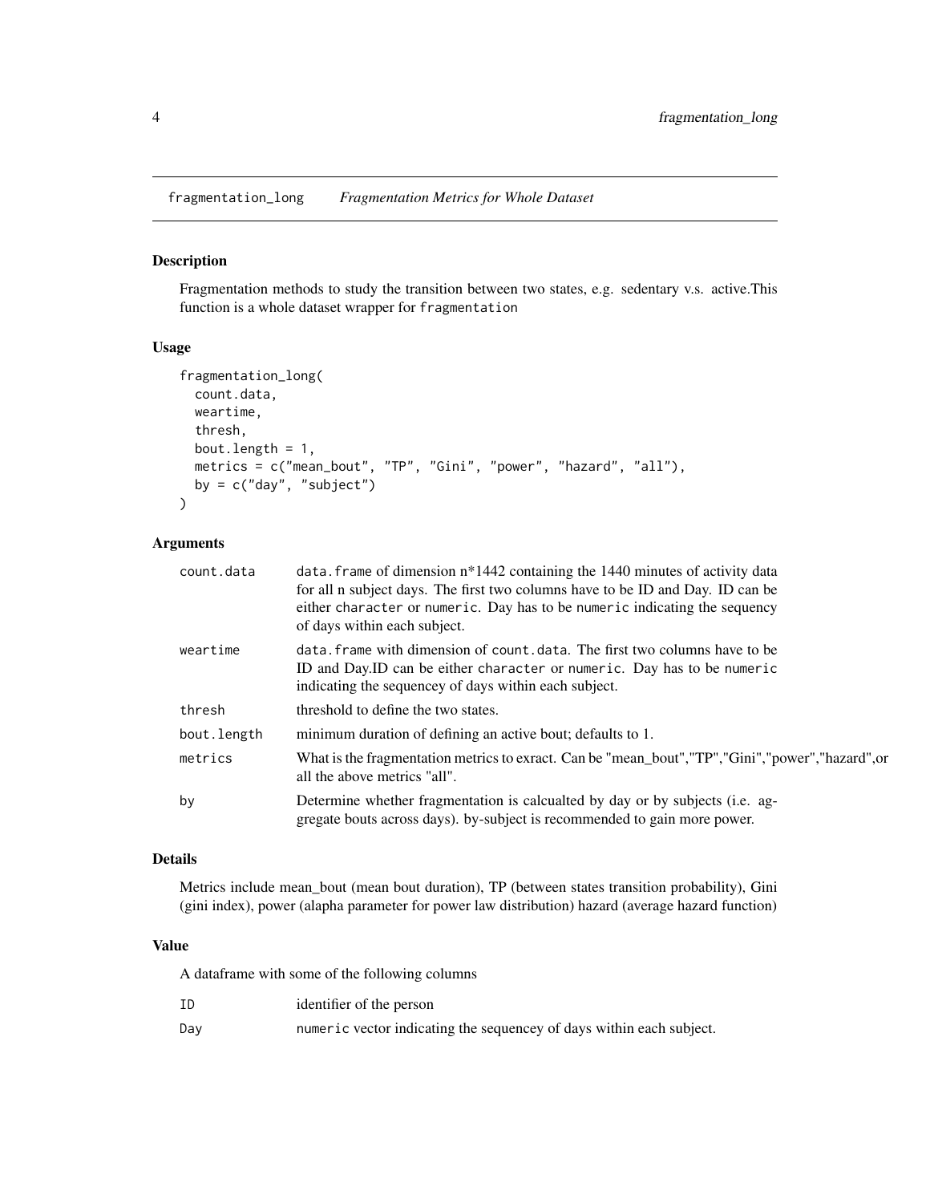## fragmentation_long    *Fragmentation Metrics for Whole Dataset*

### Description

Fragmentation methods to study the transition between two states, e.g. sedentary v.s. active.This function is a whole dataset wrapper for `fragmentation`

### Usage

```
fragmentation_long(
  count.data,
  weartime,
  thresh,
  bout.length = 1,
  metrics = c("mean_bout", "TP", "Gini", "power", "hazard", "all"),
  by = c("day", "subject")
)
```

### Arguments

| | |
|---|---|
| `count.data` | `data.frame` of dimension n*1442 containing the 1440 minutes of activity data for all n subject days. The first two columns have to be ID and Day. ID can be either `character` or `numeric`. Day has to be `numeric` indicating the sequency of days within each subject. |
| `weartime` | `data.frame` with dimension of `count.data`. The first two columns have to be ID and Day.ID can be either `character` or `numeric`. Day has to be `numeric` indicating the sequencey of days within each subject. |
| `thresh` | threshold to define the two states. |
| `bout.length` | minimum duration of defining an active bout; defaults to 1. |
| `metrics` | What is the fragmentation metrics to exract. Can be "mean_bout","TP","Gini","power","hazard",or all the above metrics "all". |
| `by` | Determine whether fragmentation is calcualted by day or by subjects (i.e. aggregate bouts across days). by-subject is recommended to gain more power. |

### Details

Metrics include mean_bout (mean bout duration), TP (between states transition probability), Gini (gini index), power (alapha parameter for power law distribution) hazard (average hazard function)

### Value

A dataframe with some of the following columns

| | |
|---|---|
| `ID` | identifier of the person |
| `Day` | `numeric` vector indicating the sequencey of days within each subject. |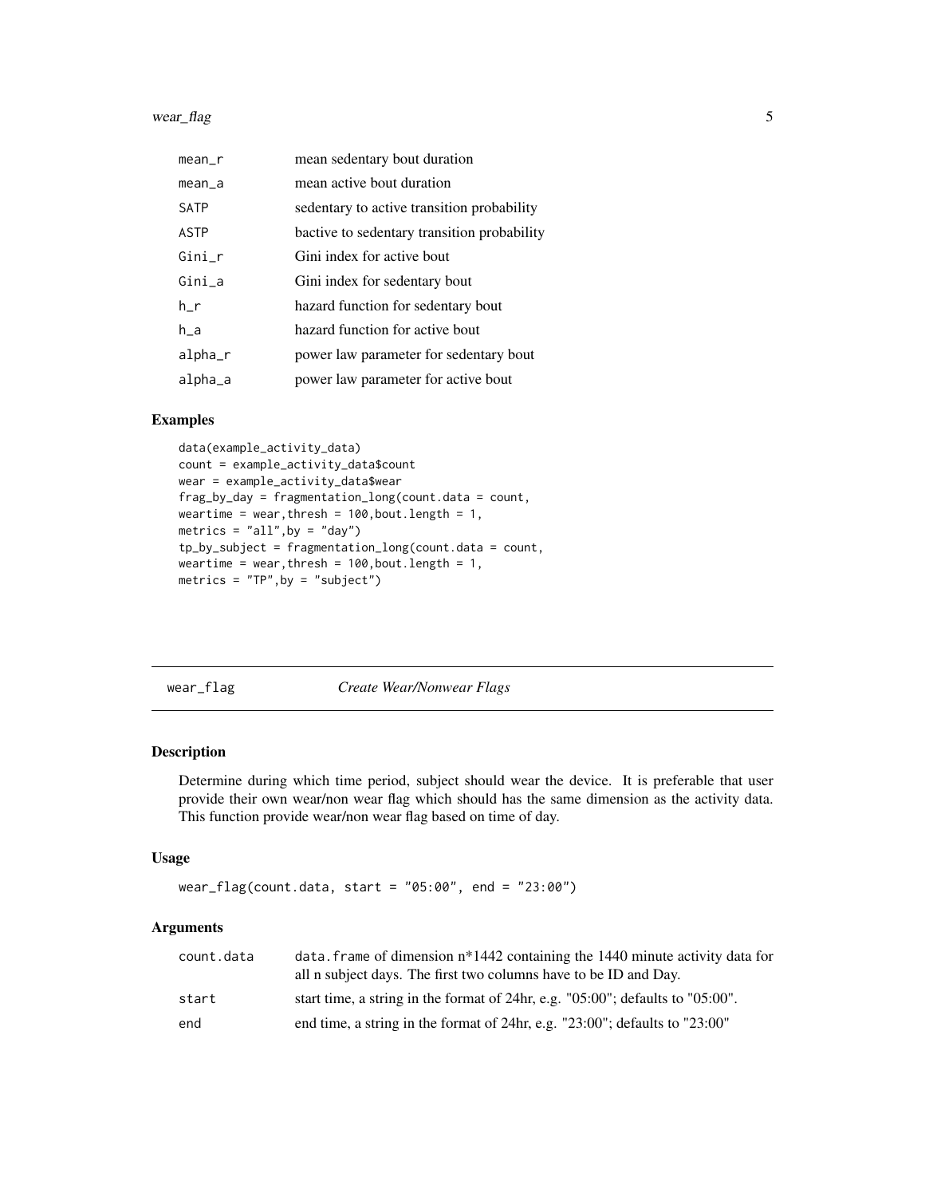| | |
|---|---|
| mean_r | mean sedentary bout duration |
| mean_a | mean active bout duration |
| SATP | sedentary to active transition probability |
| ASTP | bactive to sedentary transition probability |
| Gini_r | Gini index for active bout |
| Gini_a | Gini index for sedentary bout |
| h_r | hazard function for sedentary bout |
| h_a | hazard function for active bout |
| alpha_r | power law parameter for sedentary bout |
| alpha_a | power law parameter for active bout |

### Examples

```
data(example_activity_data)
count = example_activity_data$count
wear = example_activity_data$wear
frag_by_day = fragmentation_long(count.data = count,
weartime = wear,thresh = 100,bout.length = 1,
metrics = "all",by = "day")
tp_by_subject = fragmentation_long(count.data = count,
weartime = wear,thresh = 100,bout.length = 1,
metrics = "TP",by = "subject")
```

---

## wear_flag &emsp; *Create Wear/Nonwear Flags*

### Description

Determine during which time period, subject should wear the device. It is preferable that user provide their own wear/non wear flag which should has the same dimension as the activity data. This function provide wear/non wear flag based on time of day.

### Usage

```
wear_flag(count.data, start = "05:00", end = "23:00")
```

### Arguments

| | |
|---|---|
| count.data | data.frame of dimension n*1442 containing the 1440 minute activity data for all n subject days. The first two columns have to be ID and Day. |
| start | start time, a string in the format of 24hr, e.g. "05:00"; defaults to "05:00". |
| end | end time, a string in the format of 24hr, e.g. "23:00"; defaults to "23:00" |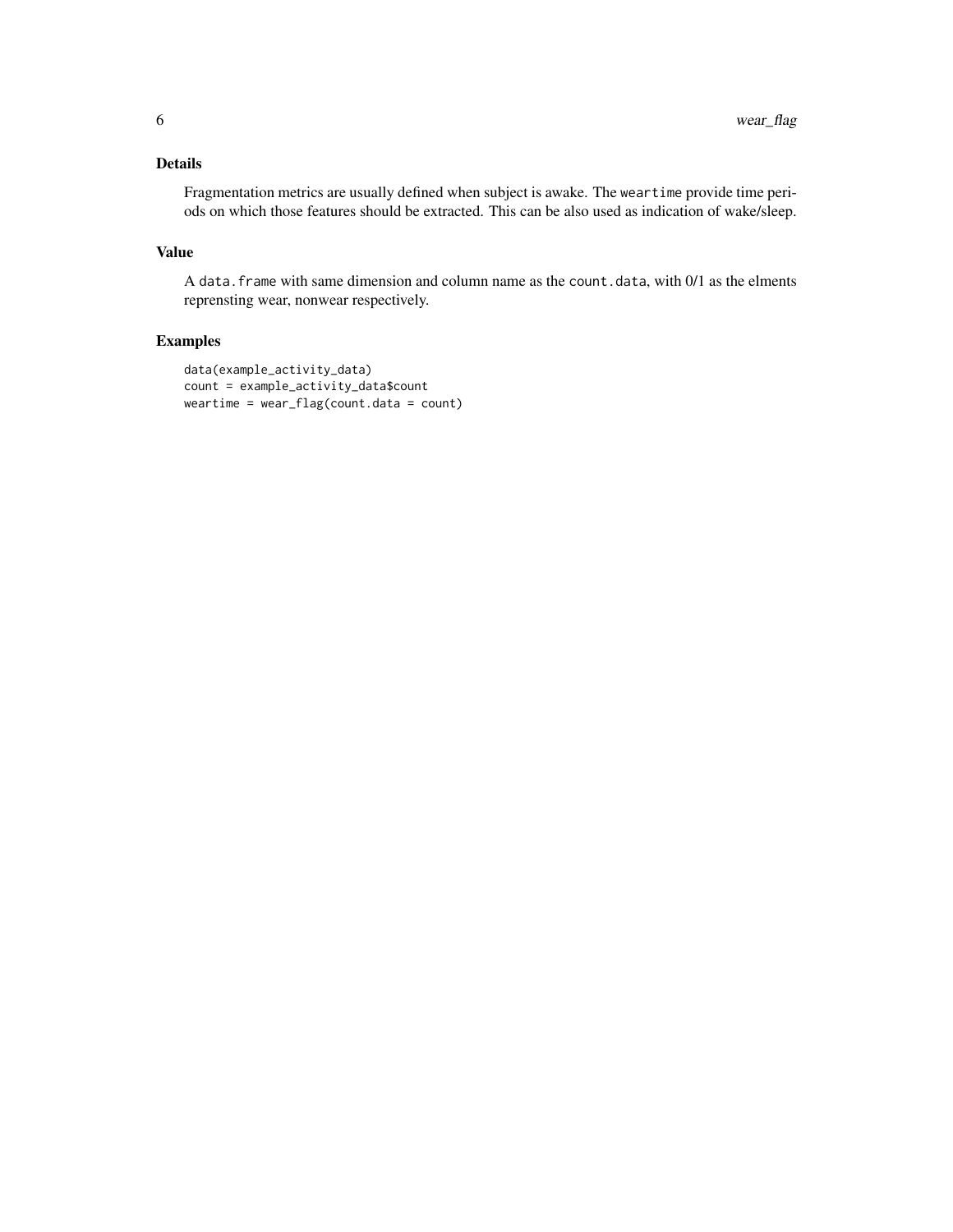## Details

Fragmentation metrics are usually defined when subject is awake. The `weartime` provide time periods on which those features should be extracted. This can be also used as indication of wake/sleep.

## Value

A `data.frame` with same dimension and column name as the `count.data`, with 0/1 as the elments reprensting wear, nonwear respectively.

## Examples

```
data(example_activity_data)
count = example_activity_data$count
weartime = wear_flag(count.data = count)
```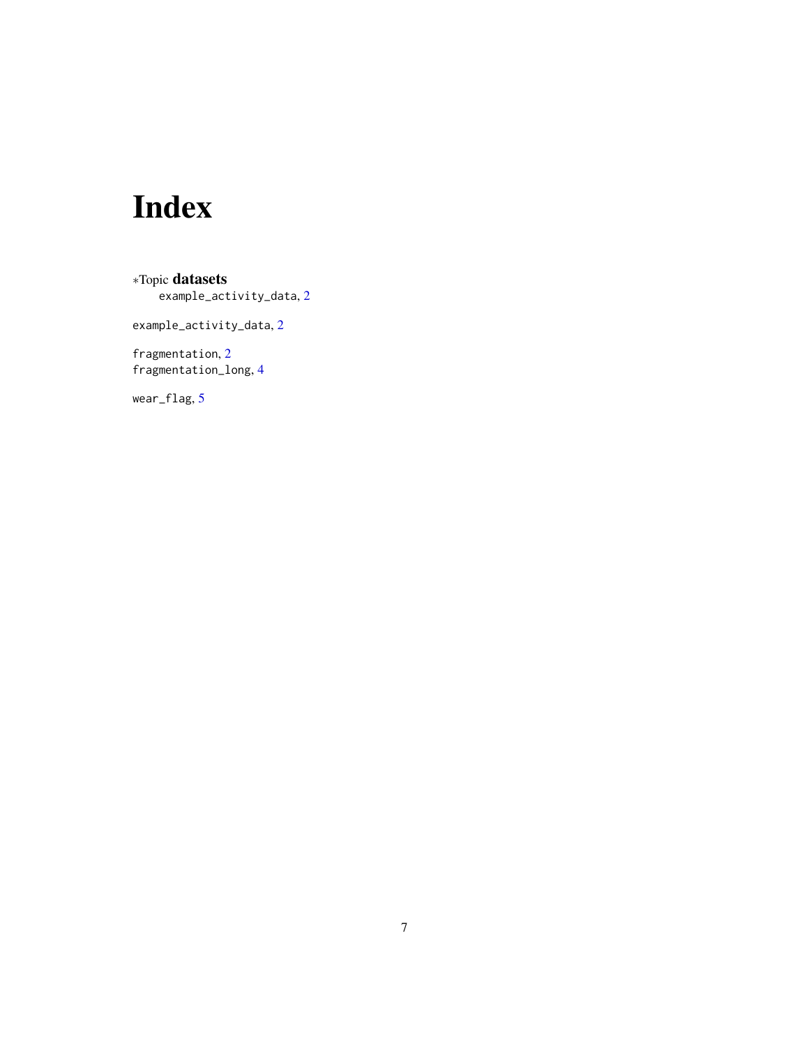# Index

∗Topic **datasets**
    example_activity_data, 2

example_activity_data, 2

fragmentation, 2
fragmentation_long, 4

wear_flag, 5